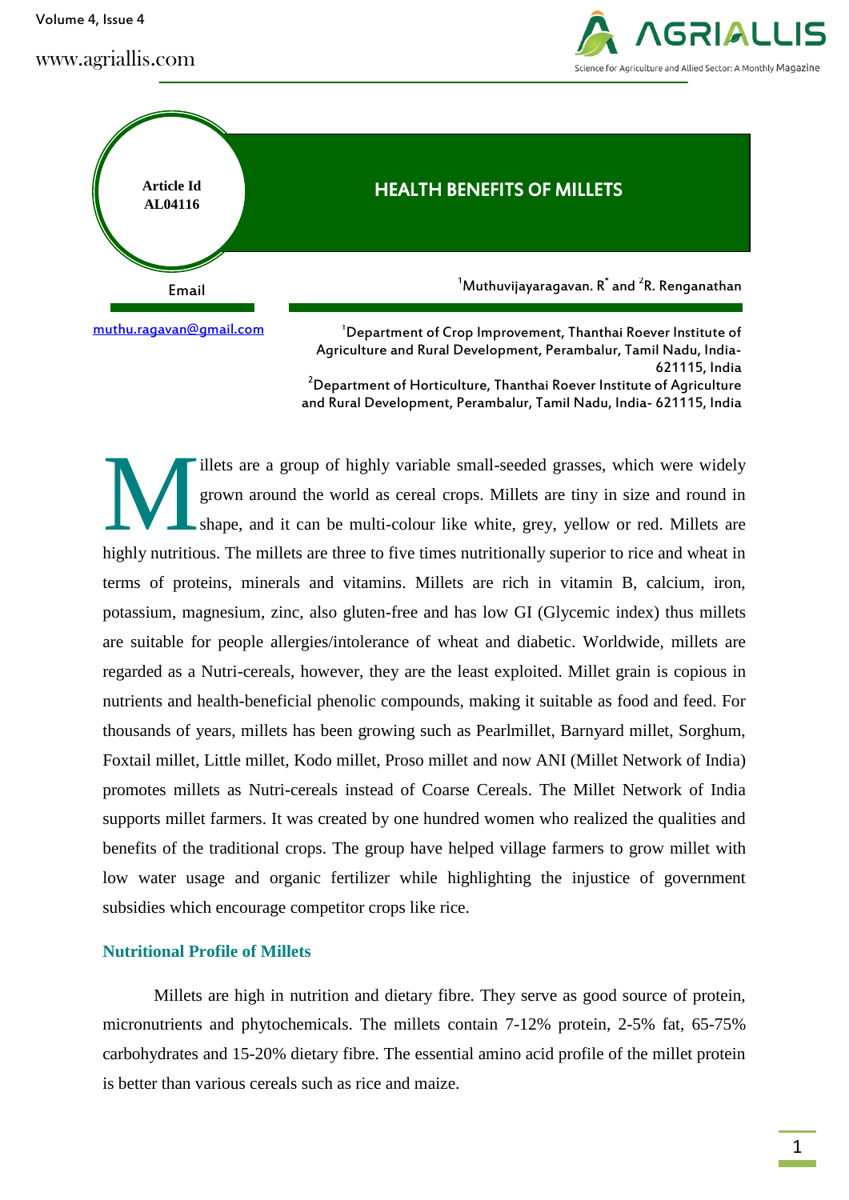Article Id
AL04116

# HEALTH BENEFITS OF MILLETS

Email

muthu.ragavan@gmail.com

[1]Muthuvijayaragavan. R[*] and [2]R. Renganathan

[1]Department of Crop Improvement, Thanthai Roever Institute of Agriculture and Rural Development, Perambalur, Tamil Nadu, India- 621115, India

[2]Department of Horticulture, Thanthai Roever Institute of Agriculture and Rural Development, Perambalur, Tamil Nadu, India- 621115, India

Millets are a group of highly variable small-seeded grasses, which were widely grown around the world as cereal crops. Millets are tiny in size and round in shape, and it can be multi-colour like white, grey, yellow or red. Millets are highly nutritious. The millets are three to five times nutritionally superior to rice and wheat in terms of proteins, minerals and vitamins. Millets are rich in vitamin B, calcium, iron, potassium, magnesium, zinc, also gluten-free and has low GI (Glycemic index) thus millets are suitable for people allergies/intolerance of wheat and diabetic. Worldwide, millets are regarded as a Nutri-cereals, however, they are the least exploited. Millet grain is copious in nutrients and health-beneficial phenolic compounds, making it suitable as food and feed. For thousands of years, millets has been growing such as Pearlmillet, Barnyard millet, Sorghum, Foxtail millet, Little millet, Kodo millet, Proso millet and now ANI (Millet Network of India) promotes millets as Nutri-cereals instead of Coarse Cereals. The Millet Network of India supports millet farmers. It was created by one hundred women who realized the qualities and benefits of the traditional crops. The group have helped village farmers to grow millet with low water usage and organic fertilizer while highlighting the injustice of government subsidies which encourage competitor crops like rice.

## Nutritional Profile of Millets

Millets are high in nutrition and dietary fibre. They serve as good source of protein, micronutrients and phytochemicals. The millets contain 7-12% protein, 2-5% fat, 65-75% carbohydrates and 15-20% dietary fibre. The essential amino acid profile of the millet protein is better than various cereals such as rice and maize.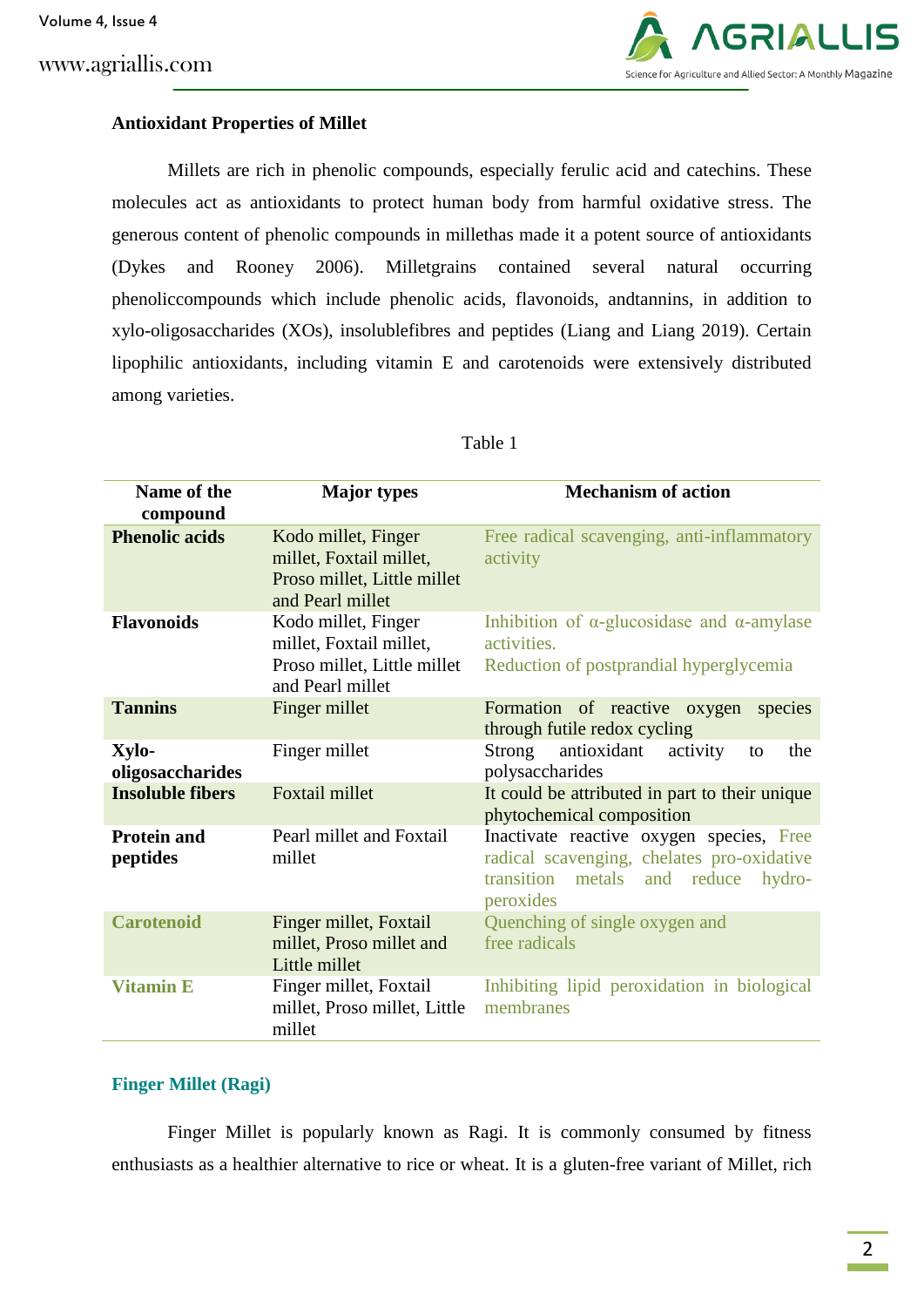**Antioxidant Properties of Millet**

Millets are rich in phenolic compounds, especially ferulic acid and catechins. These molecules act as antioxidants to protect human body from harmful oxidative stress. The generous content of phenolic compounds in millethas made it a potent source of antioxidants (Dykes and Rooney 2006). Milletgrains contained several natural occurring phenoliccompounds which include phenolic acids, flavonoids, andtannins, in addition to xylo-oligosaccharides (XOs), insolublefibres and peptides (Liang and Liang 2019). Certain lipophilic antioxidants, including vitamin E and carotenoids were extensively distributed among varieties.

Table 1

| Name of the compound | Major types | Mechanism of action |
|---|---|---|
| **Phenolic acids** | Kodo millet, Finger millet, Foxtail millet, Proso millet, Little millet and Pearl millet | Free radical scavenging, anti-inflammatory activity |
| **Flavonoids** | Kodo millet, Finger millet, Foxtail millet, Proso millet, Little millet and Pearl millet | Inhibition of α-glucosidase and α-amylase activities. Reduction of postprandial hyperglycemia |
| **Tannins** | Finger millet | Formation of reactive oxygen species through futile redox cycling |
| **Xylo-oligosaccharides** | Finger millet | Strong antioxidant activity to the polysaccharides |
| **Insoluble fibers** | Foxtail millet | It could be attributed in part to their unique phytochemical composition |
| **Protein and peptides** | Pearl millet and Foxtail millet | Inactivate reactive oxygen species, Free radical scavenging, chelates pro-oxidative transition metals and reduce hydro-peroxides |
| **Carotenoid** | Finger millet, Foxtail millet, Proso millet and Little millet | Quenching of single oxygen and free radicals |
| **Vitamin E** | Finger millet, Foxtail millet, Proso millet, Little millet | Inhibiting lipid peroxidation in biological membranes |

## Finger Millet (Ragi)

Finger Millet is popularly known as Ragi. It is commonly consumed by fitness enthusiasts as a healthier alternative to rice or wheat. It is a gluten-free variant of Millet, rich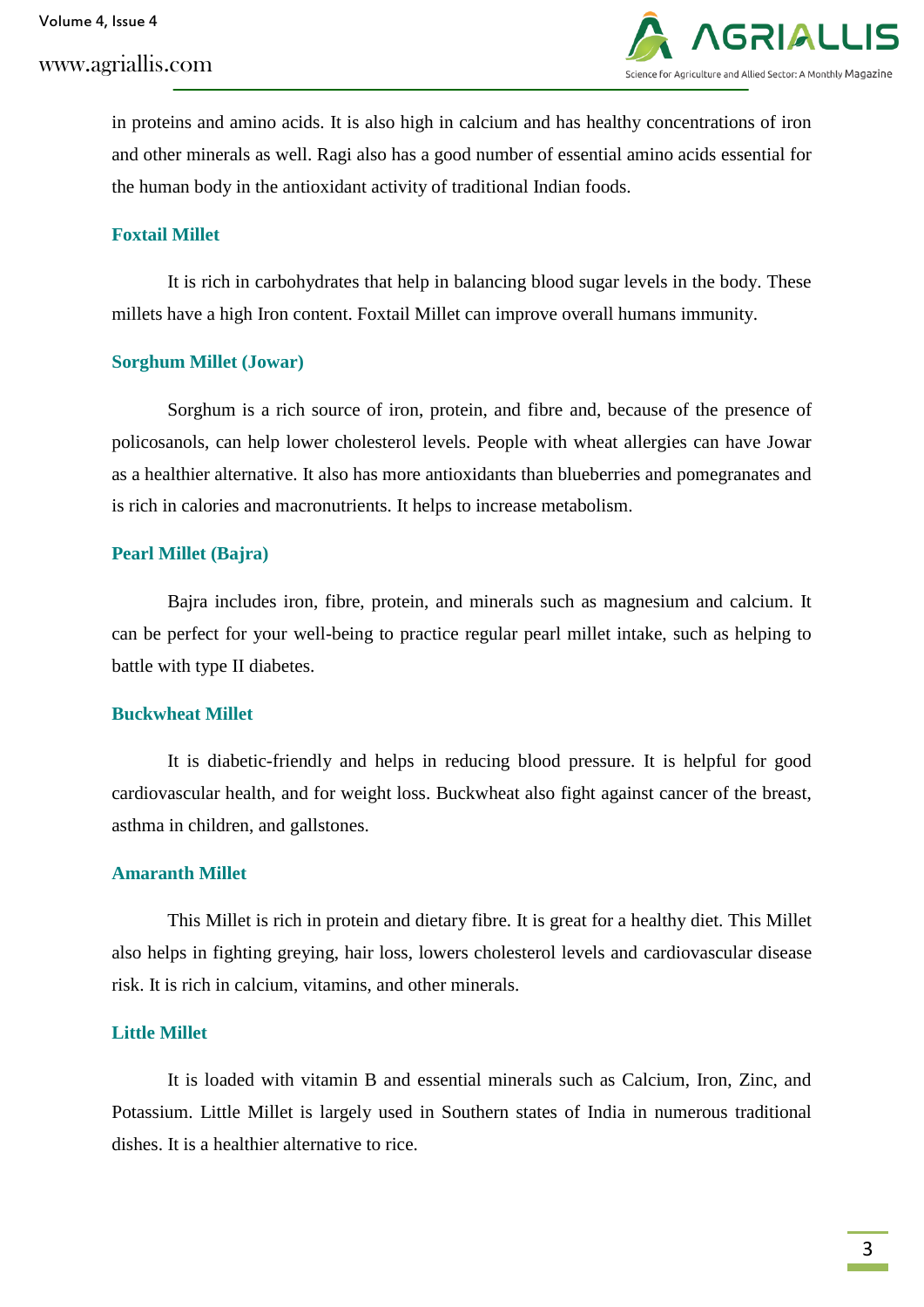in proteins and amino acids. It is also high in calcium and has healthy concentrations of iron and other minerals as well. Ragi also has a good number of essential amino acids essential for the human body in the antioxidant activity of traditional Indian foods.

### Foxtail Millet

It is rich in carbohydrates that help in balancing blood sugar levels in the body. These millets have a high Iron content. Foxtail Millet can improve overall humans immunity.

### Sorghum Millet (Jowar)

Sorghum is a rich source of iron, protein, and fibre and, because of the presence of policosanols, can help lower cholesterol levels. People with wheat allergies can have Jowar as a healthier alternative. It also has more antioxidants than blueberries and pomegranates and is rich in calories and macronutrients. It helps to increase metabolism.

### Pearl Millet (Bajra)

Bajra includes iron, fibre, protein, and minerals such as magnesium and calcium. It can be perfect for your well-being to practice regular pearl millet intake, such as helping to battle with type II diabetes.

### Buckwheat Millet

It is diabetic-friendly and helps in reducing blood pressure. It is helpful for good cardiovascular health, and for weight loss. Buckwheat also fight against cancer of the breast, asthma in children, and gallstones.

### Amaranth Millet

This Millet is rich in protein and dietary fibre. It is great for a healthy diet. This Millet also helps in fighting greying, hair loss, lowers cholesterol levels and cardiovascular disease risk. It is rich in calcium, vitamins, and other minerals.

### Little Millet

It is loaded with vitamin B and essential minerals such as Calcium, Iron, Zinc, and Potassium. Little Millet is largely used in Southern states of India in numerous traditional dishes. It is a healthier alternative to rice.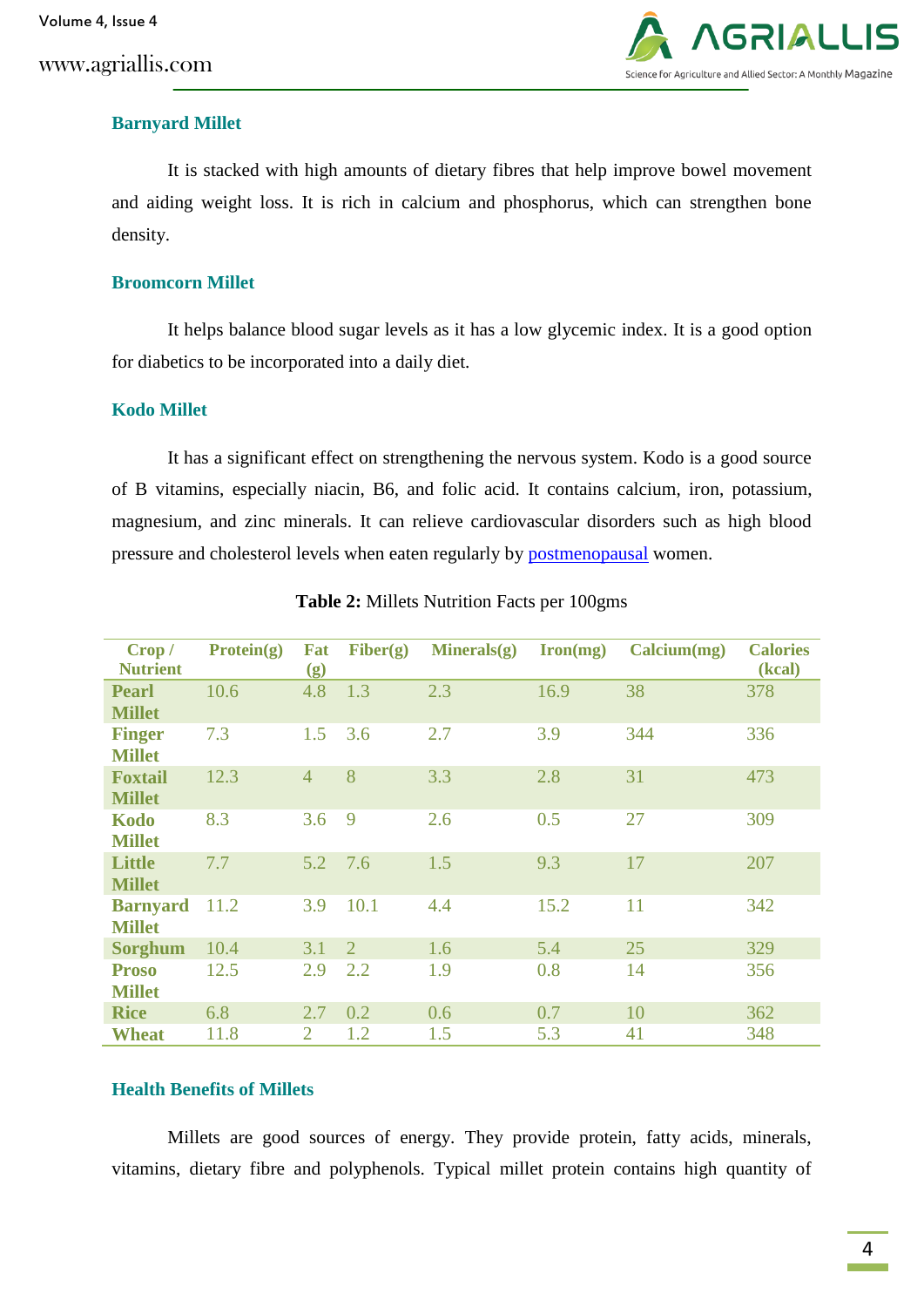### Barnyard Millet

It is stacked with high amounts of dietary fibres that help improve bowel movement and aiding weight loss. It is rich in calcium and phosphorus, which can strengthen bone density.

### Broomcorn Millet

It helps balance blood sugar levels as it has a low glycemic index. It is a good option for diabetics to be incorporated into a daily diet.

### Kodo Millet

It has a significant effect on strengthening the nervous system. Kodo is a good source of B vitamins, especially niacin, B6, and folic acid. It contains calcium, iron, potassium, magnesium, and zinc minerals. It can relieve cardiovascular disorders such as high blood pressure and cholesterol levels when eaten regularly by postmenopausal women.

**Table 2:** Millets Nutrition Facts per 100gms

| Crop / Nutrient | Protein(g) | Fat (g) | Fiber(g) | Minerals(g) | Iron(mg) | Calcium(mg) | Calories (kcal) |
|---|---|---|---|---|---|---|---|
| **Pearl Millet** | 10.6 | 4.8 | 1.3 | 2.3 | 16.9 | 38 | 378 |
| **Finger Millet** | 7.3 | 1.5 | 3.6 | 2.7 | 3.9 | 344 | 336 |
| **Foxtail Millet** | 12.3 | 4 | 8 | 3.3 | 2.8 | 31 | 473 |
| **Kodo Millet** | 8.3 | 3.6 | 9 | 2.6 | 0.5 | 27 | 309 |
| **Little Millet** | 7.7 | 5.2 | 7.6 | 1.5 | 9.3 | 17 | 207 |
| **Barnyard Millet** | 11.2 | 3.9 | 10.1 | 4.4 | 15.2 | 11 | 342 |
| **Sorghum** | 10.4 | 3.1 | 2 | 1.6 | 5.4 | 25 | 329 |
| **Proso Millet** | 12.5 | 2.9 | 2.2 | 1.9 | 0.8 | 14 | 356 |
| **Rice** | 6.8 | 2.7 | 0.2 | 0.6 | 0.7 | 10 | 362 |
| **Wheat** | 11.8 | 2 | 1.2 | 1.5 | 5.3 | 41 | 348 |

### Health Benefits of Millets

Millets are good sources of energy. They provide protein, fatty acids, minerals, vitamins, dietary fibre and polyphenols. Typical millet protein contains high quantity of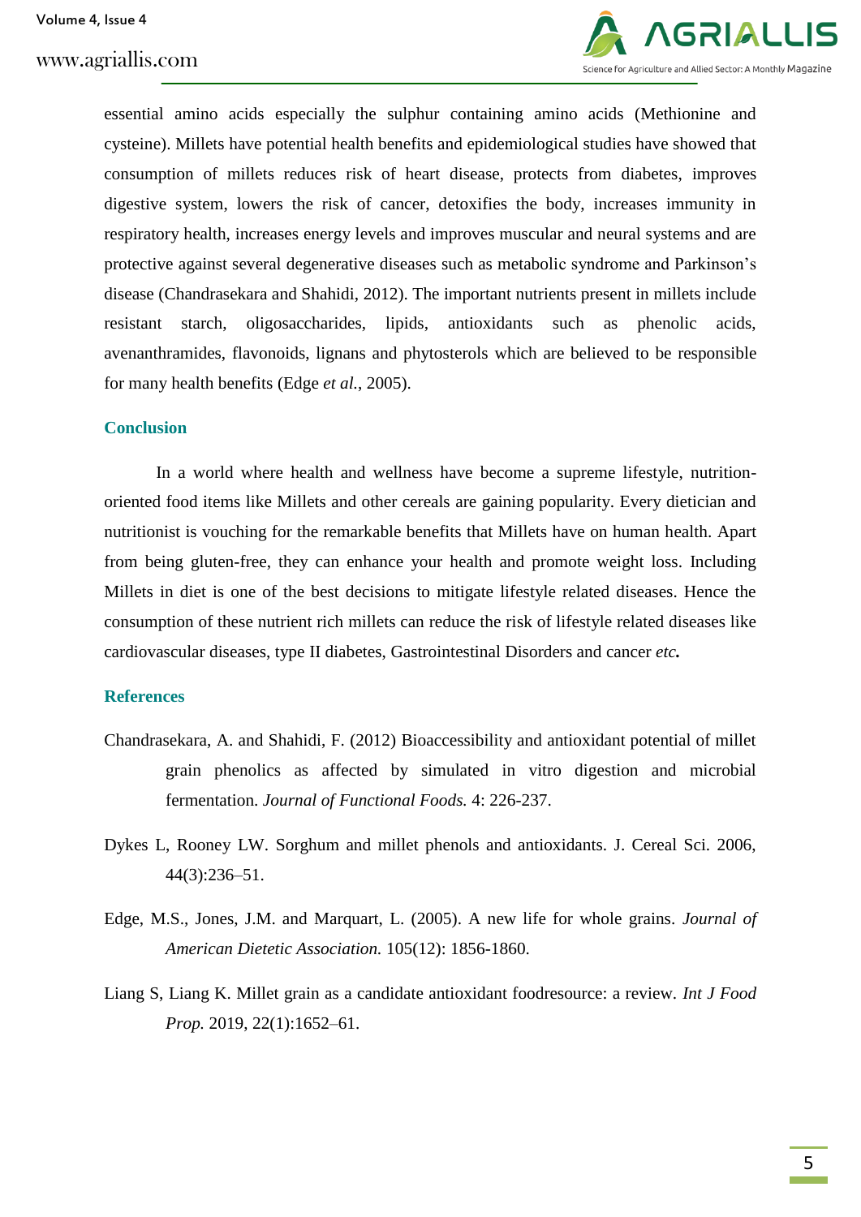essential amino acids especially the sulphur containing amino acids (Methionine and cysteine). Millets have potential health benefits and epidemiological studies have showed that consumption of millets reduces risk of heart disease, protects from diabetes, improves digestive system, lowers the risk of cancer, detoxifies the body, increases immunity in respiratory health, increases energy levels and improves muscular and neural systems and are protective against several degenerative diseases such as metabolic syndrome and Parkinson's disease (Chandrasekara and Shahidi, 2012). The important nutrients present in millets include resistant starch, oligosaccharides, lipids, antioxidants such as phenolic acids, avenanthramides, flavonoids, lignans and phytosterols which are believed to be responsible for many health benefits (Edge *et al.*, 2005).

## Conclusion

In a world where health and wellness have become a supreme lifestyle, nutrition-oriented food items like Millets and other cereals are gaining popularity. Every dietician and nutritionist is vouching for the remarkable benefits that Millets have on human health. Apart from being gluten-free, they can enhance your health and promote weight loss. Including Millets in diet is one of the best decisions to mitigate lifestyle related diseases. Hence the consumption of these nutrient rich millets can reduce the risk of lifestyle related diseases like cardiovascular diseases, type II diabetes, Gastrointestinal Disorders and cancer ***etc.***

## References

Chandrasekara, A. and Shahidi, F. (2012) Bioaccessibility and antioxidant potential of millet grain phenolics as affected by simulated in vitro digestion and microbial fermentation. *Journal of Functional Foods.* 4: 226-237.

Dykes L, Rooney LW. Sorghum and millet phenols and antioxidants. J. Cereal Sci. 2006, 44(3):236–51.

Edge, M.S., Jones, J.M. and Marquart, L. (2005). A new life for whole grains. *Journal of American Dietetic Association.* 105(12): 1856-1860.

Liang S, Liang K. Millet grain as a candidate antioxidant foodresource: a review. *Int J Food Prop.* 2019, 22(1):1652–61.